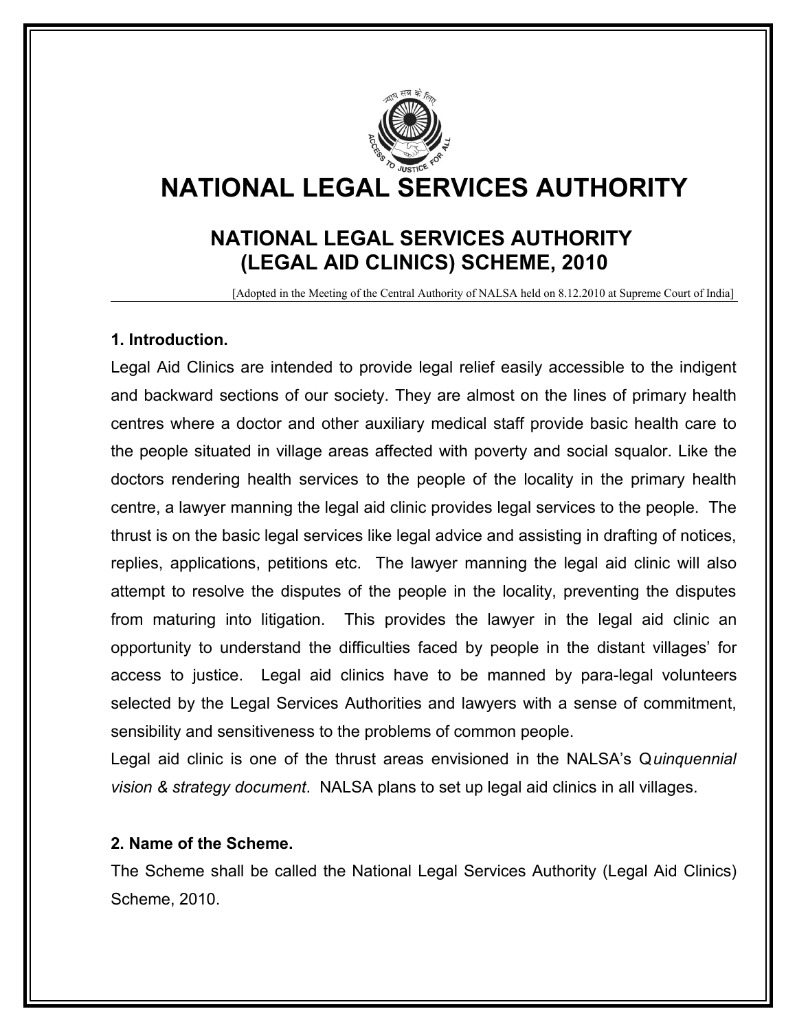# NATIONAL LEGAL SERVICES AUTHORITY

## NATIONAL LEGAL SERVICES AUTHORITY (LEGAL AID CLINICS) SCHEME, 2010

[Adopted in the Meeting of the Central Authority of NALSA held on 8.12.2010 at Supreme Court of India]

### 1. Introduction.

Legal Aid Clinics are intended to provide legal relief easily accessible to the indigent and backward sections of our society. They are almost on the lines of primary health centres where a doctor and other auxiliary medical staff provide basic health care to the people situated in village areas affected with poverty and social squalor. Like the doctors rendering health services to the people of the locality in the primary health centre, a lawyer manning the legal aid clinic provides legal services to the people. The thrust is on the basic legal services like legal advice and assisting in drafting of notices, replies, applications, petitions etc. The lawyer manning the legal aid clinic will also attempt to resolve the disputes of the people in the locality, preventing the disputes from maturing into litigation. This provides the lawyer in the legal aid clinic an opportunity to understand the difficulties faced by people in the distant villages' for access to justice. Legal aid clinics have to be manned by para-legal volunteers selected by the Legal Services Authorities and lawyers with a sense of commitment, sensibility and sensitiveness to the problems of common people.

Legal aid clinic is one of the thrust areas envisioned in the NALSA's Q*uinquennial vision & strategy document*. NALSA plans to set up legal aid clinics in all villages.

### 2. Name of the Scheme.

The Scheme shall be called the National Legal Services Authority (Legal Aid Clinics) Scheme, 2010.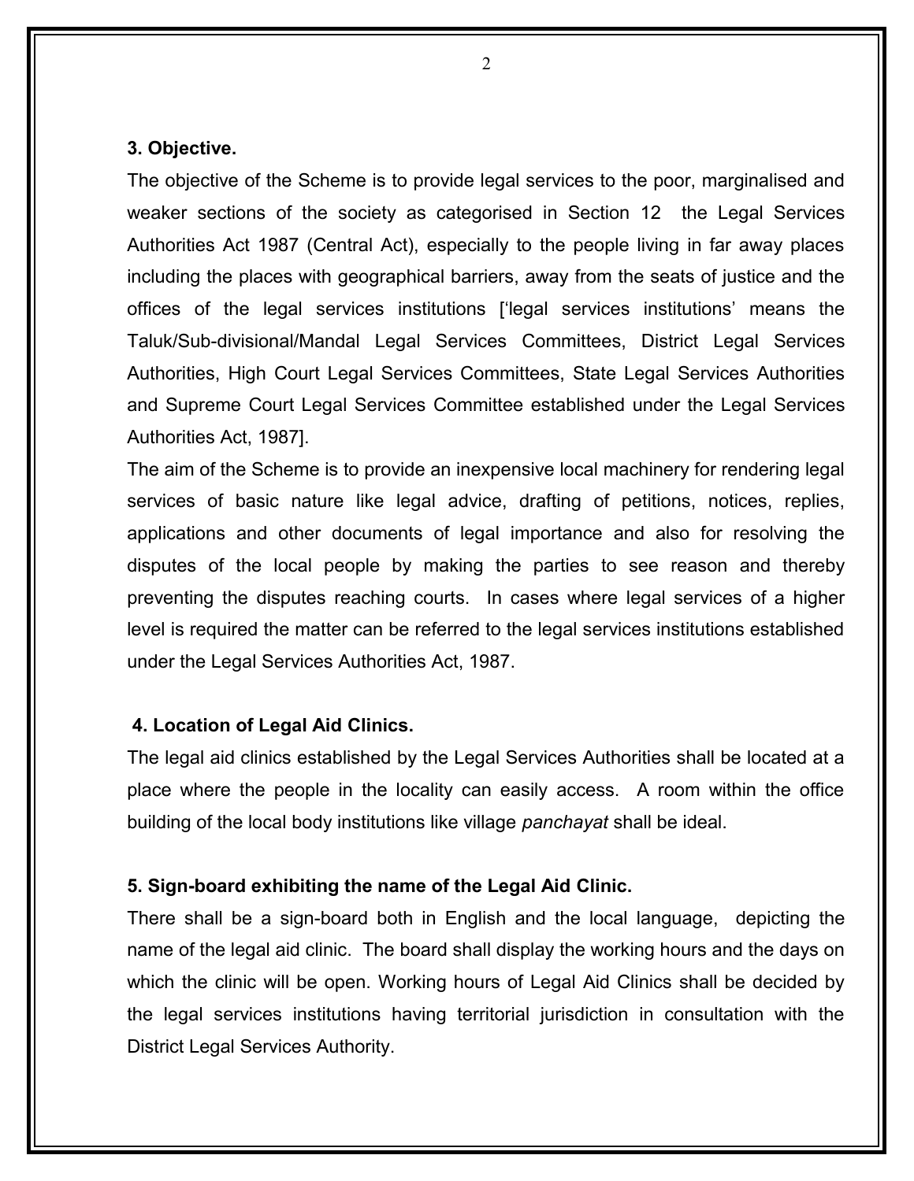### 3. Objective.

The objective of the Scheme is to provide legal services to the poor, marginalised and weaker sections of the society as categorised in Section 12 the Legal Services Authorities Act 1987 (Central Act), especially to the people living in far away places including the places with geographical barriers, away from the seats of justice and the offices of the legal services institutions ['legal services institutions' means the Taluk/Sub-divisional/Mandal Legal Services Committees, District Legal Services Authorities, High Court Legal Services Committees, State Legal Services Authorities and Supreme Court Legal Services Committee established under the Legal Services Authorities Act, 1987].

The aim of the Scheme is to provide an inexpensive local machinery for rendering legal services of basic nature like legal advice, drafting of petitions, notices, replies, applications and other documents of legal importance and also for resolving the disputes of the local people by making the parties to see reason and thereby preventing the disputes reaching courts. In cases where legal services of a higher level is required the matter can be referred to the legal services institutions established under the Legal Services Authorities Act, 1987.

### 4. Location of Legal Aid Clinics.

The legal aid clinics established by the Legal Services Authorities shall be located at a place where the people in the locality can easily access. A room within the office building of the local body institutions like village *panchayat* shall be ideal.

### 5. Sign-board exhibiting the name of the Legal Aid Clinic.

There shall be a sign-board both in English and the local language, depicting the name of the legal aid clinic. The board shall display the working hours and the days on which the clinic will be open. Working hours of Legal Aid Clinics shall be decided by the legal services institutions having territorial jurisdiction in consultation with the District Legal Services Authority.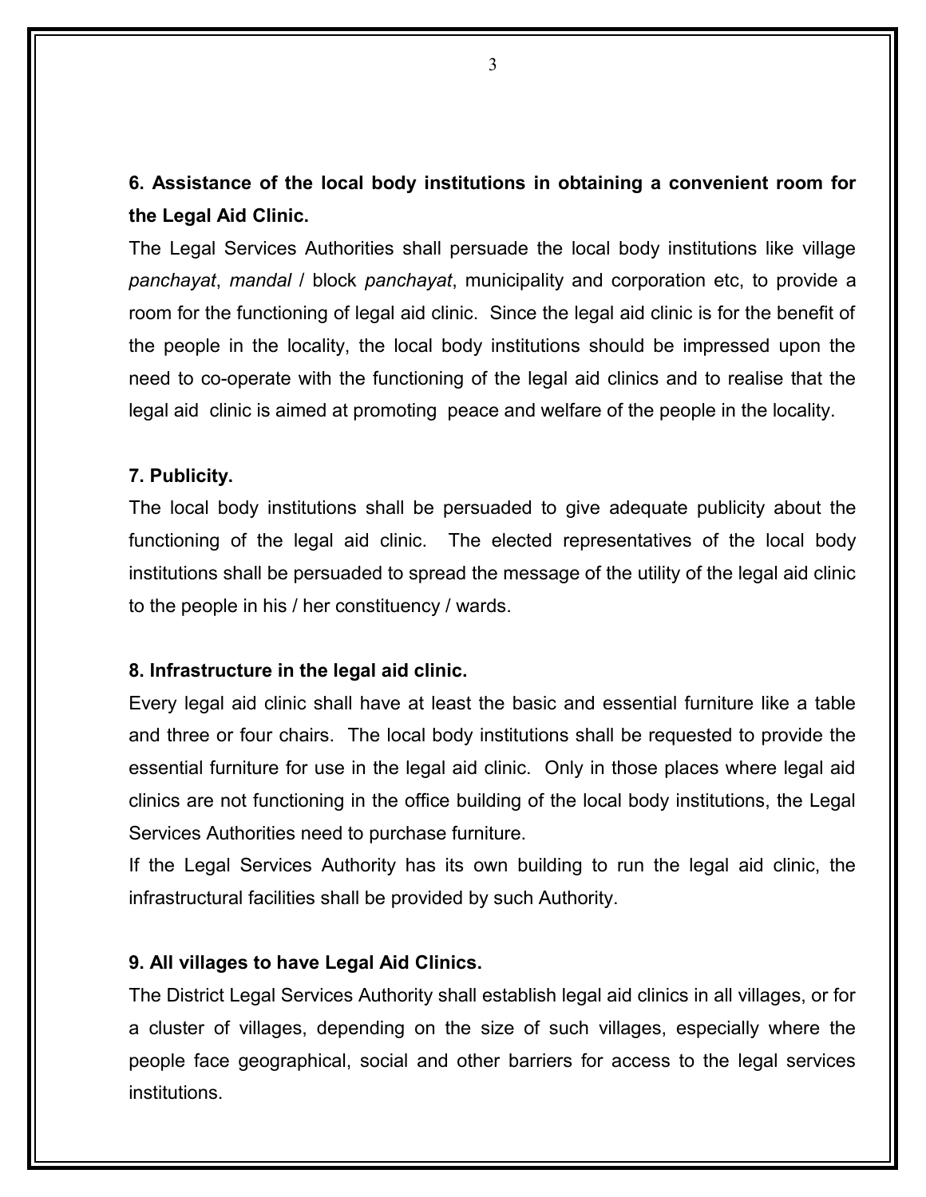**6. Assistance of the local body institutions in obtaining a convenient room for the Legal Aid Clinic.**

The Legal Services Authorities shall persuade the local body institutions like village *panchayat*, *mandal* / block *panchayat*, municipality and corporation etc, to provide a room for the functioning of legal aid clinic. Since the legal aid clinic is for the benefit of the people in the locality, the local body institutions should be impressed upon the need to co-operate with the functioning of the legal aid clinics and to realise that the legal aid clinic is aimed at promoting peace and welfare of the people in the locality.

**7. Publicity.**

The local body institutions shall be persuaded to give adequate publicity about the functioning of the legal aid clinic. The elected representatives of the local body institutions shall be persuaded to spread the message of the utility of the legal aid clinic to the people in his / her constituency / wards.

**8. Infrastructure in the legal aid clinic.**

Every legal aid clinic shall have at least the basic and essential furniture like a table and three or four chairs. The local body institutions shall be requested to provide the essential furniture for use in the legal aid clinic. Only in those places where legal aid clinics are not functioning in the office building of the local body institutions, the Legal Services Authorities need to purchase furniture.

If the Legal Services Authority has its own building to run the legal aid clinic, the infrastructural facilities shall be provided by such Authority.

**9. All villages to have Legal Aid Clinics.**

The District Legal Services Authority shall establish legal aid clinics in all villages, or for a cluster of villages, depending on the size of such villages, especially where the people face geographical, social and other barriers for access to the legal services institutions.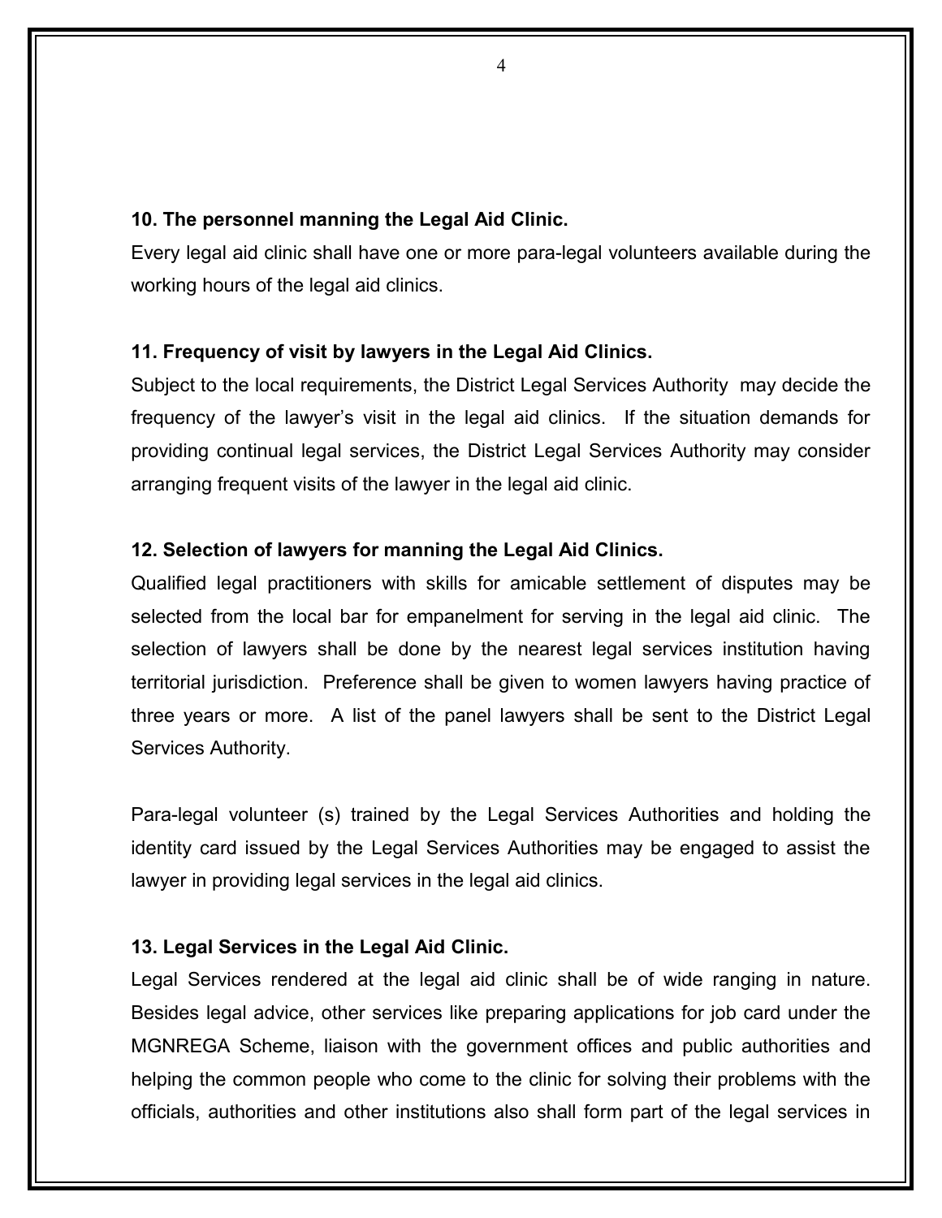**10. The personnel manning the Legal Aid Clinic.**

Every legal aid clinic shall have one or more para-legal volunteers available during the working hours of the legal aid clinics.

**11. Frequency of visit by lawyers in the Legal Aid Clinics.**

Subject to the local requirements, the District Legal Services Authority may decide the frequency of the lawyer's visit in the legal aid clinics. If the situation demands for providing continual legal services, the District Legal Services Authority may consider arranging frequent visits of the lawyer in the legal aid clinic.

**12. Selection of lawyers for manning the Legal Aid Clinics.**

Qualified legal practitioners with skills for amicable settlement of disputes may be selected from the local bar for empanelment for serving in the legal aid clinic. The selection of lawyers shall be done by the nearest legal services institution having territorial jurisdiction. Preference shall be given to women lawyers having practice of three years or more. A list of the panel lawyers shall be sent to the District Legal Services Authority.

Para-legal volunteer (s) trained by the Legal Services Authorities and holding the identity card issued by the Legal Services Authorities may be engaged to assist the lawyer in providing legal services in the legal aid clinics.

**13. Legal Services in the Legal Aid Clinic.**

Legal Services rendered at the legal aid clinic shall be of wide ranging in nature. Besides legal advice, other services like preparing applications for job card under the MGNREGA Scheme, liaison with the government offices and public authorities and helping the common people who come to the clinic for solving their problems with the officials, authorities and other institutions also shall form part of the legal services in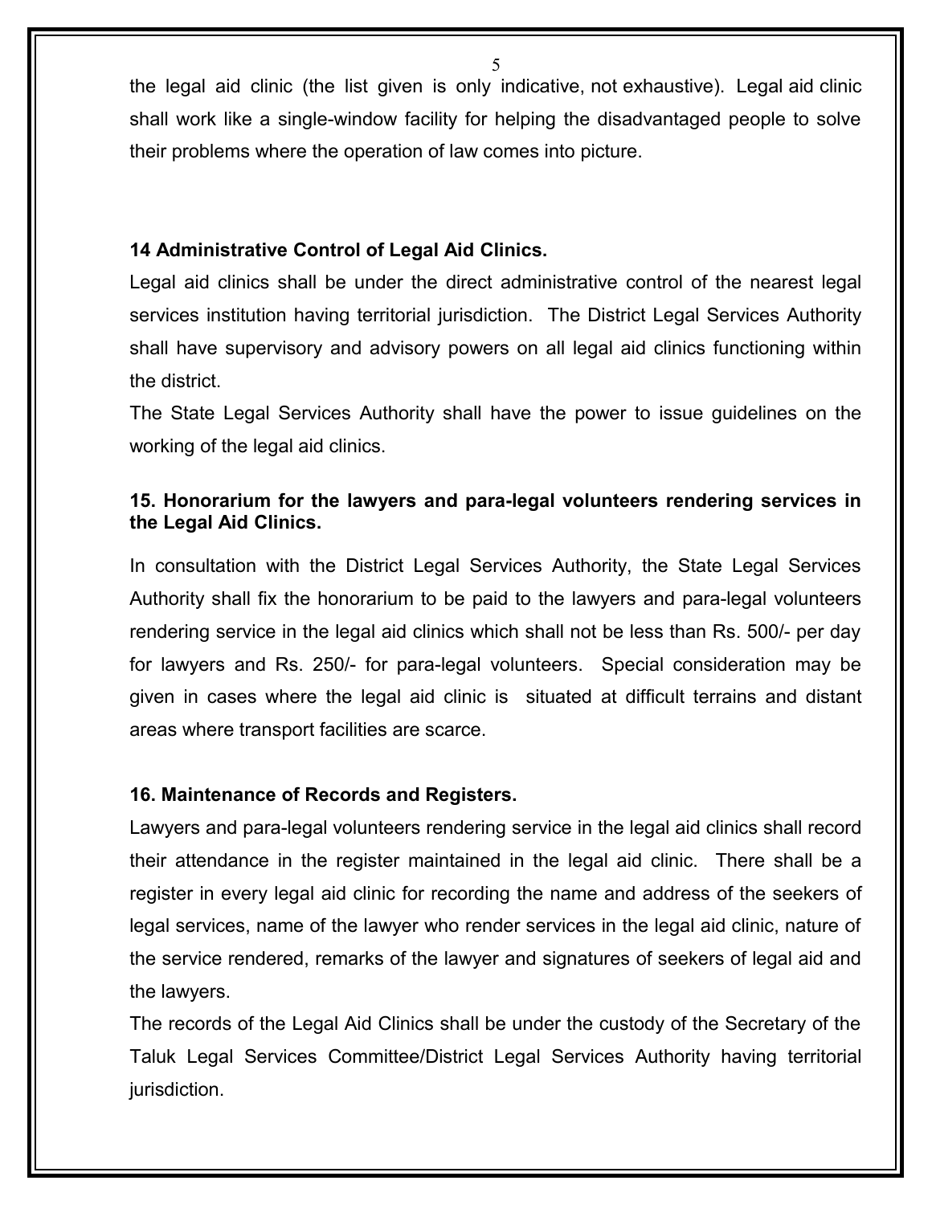the legal aid clinic (the list given is only indicative, not exhaustive). Legal aid clinic shall work like a single-window facility for helping the disadvantaged people to solve their problems where the operation of law comes into picture.

**14 Administrative Control of Legal Aid Clinics.**

Legal aid clinics shall be under the direct administrative control of the nearest legal services institution having territorial jurisdiction. The District Legal Services Authority shall have supervisory and advisory powers on all legal aid clinics functioning within the district.

The State Legal Services Authority shall have the power to issue guidelines on the working of the legal aid clinics.

**15. Honorarium for the lawyers and para-legal volunteers rendering services in the Legal Aid Clinics.**

In consultation with the District Legal Services Authority, the State Legal Services Authority shall fix the honorarium to be paid to the lawyers and para-legal volunteers rendering service in the legal aid clinics which shall not be less than Rs. 500/- per day for lawyers and Rs. 250/- for para-legal volunteers. Special consideration may be given in cases where the legal aid clinic is situated at difficult terrains and distant areas where transport facilities are scarce.

**16. Maintenance of Records and Registers.**

Lawyers and para-legal volunteers rendering service in the legal aid clinics shall record their attendance in the register maintained in the legal aid clinic. There shall be a register in every legal aid clinic for recording the name and address of the seekers of legal services, name of the lawyer who render services in the legal aid clinic, nature of the service rendered, remarks of the lawyer and signatures of seekers of legal aid and the lawyers.

The records of the Legal Aid Clinics shall be under the custody of the Secretary of the Taluk Legal Services Committee/District Legal Services Authority having territorial jurisdiction.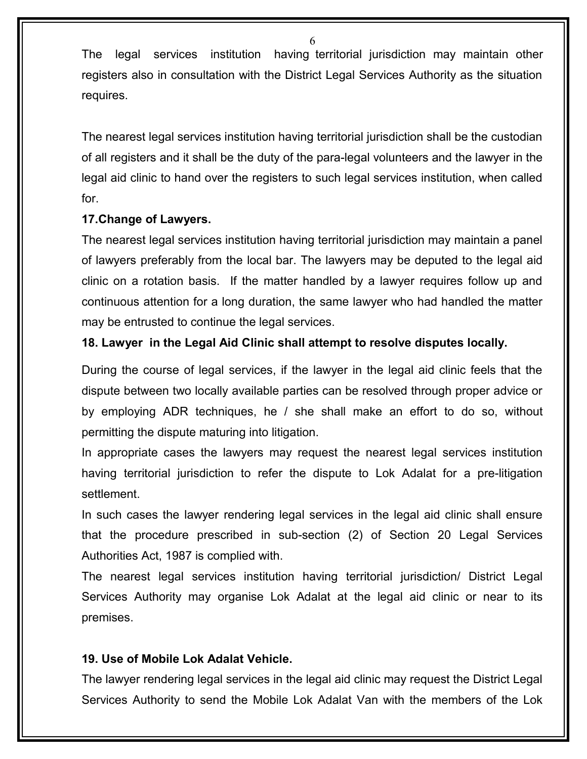The legal services institution having territorial jurisdiction may maintain other registers also in consultation with the District Legal Services Authority as the situation requires.

The nearest legal services institution having territorial jurisdiction shall be the custodian of all registers and it shall be the duty of the para-legal volunteers and the lawyer in the legal aid clinic to hand over the registers to such legal services institution, when called for.

**17.Change of Lawyers.**

The nearest legal services institution having territorial jurisdiction may maintain a panel of lawyers preferably from the local bar. The lawyers may be deputed to the legal aid clinic on a rotation basis. If the matter handled by a lawyer requires follow up and continuous attention for a long duration, the same lawyer who had handled the matter may be entrusted to continue the legal services.

**18. Lawyer in the Legal Aid Clinic shall attempt to resolve disputes locally.**

During the course of legal services, if the lawyer in the legal aid clinic feels that the dispute between two locally available parties can be resolved through proper advice or by employing ADR techniques, he / she shall make an effort to do so, without permitting the dispute maturing into litigation.

In appropriate cases the lawyers may request the nearest legal services institution having territorial jurisdiction to refer the dispute to Lok Adalat for a pre-litigation settlement.

In such cases the lawyer rendering legal services in the legal aid clinic shall ensure that the procedure prescribed in sub-section (2) of Section 20 Legal Services Authorities Act, 1987 is complied with.

The nearest legal services institution having territorial jurisdiction/ District Legal Services Authority may organise Lok Adalat at the legal aid clinic or near to its premises.

**19. Use of Mobile Lok Adalat Vehicle.**

The lawyer rendering legal services in the legal aid clinic may request the District Legal Services Authority to send the Mobile Lok Adalat Van with the members of the Lok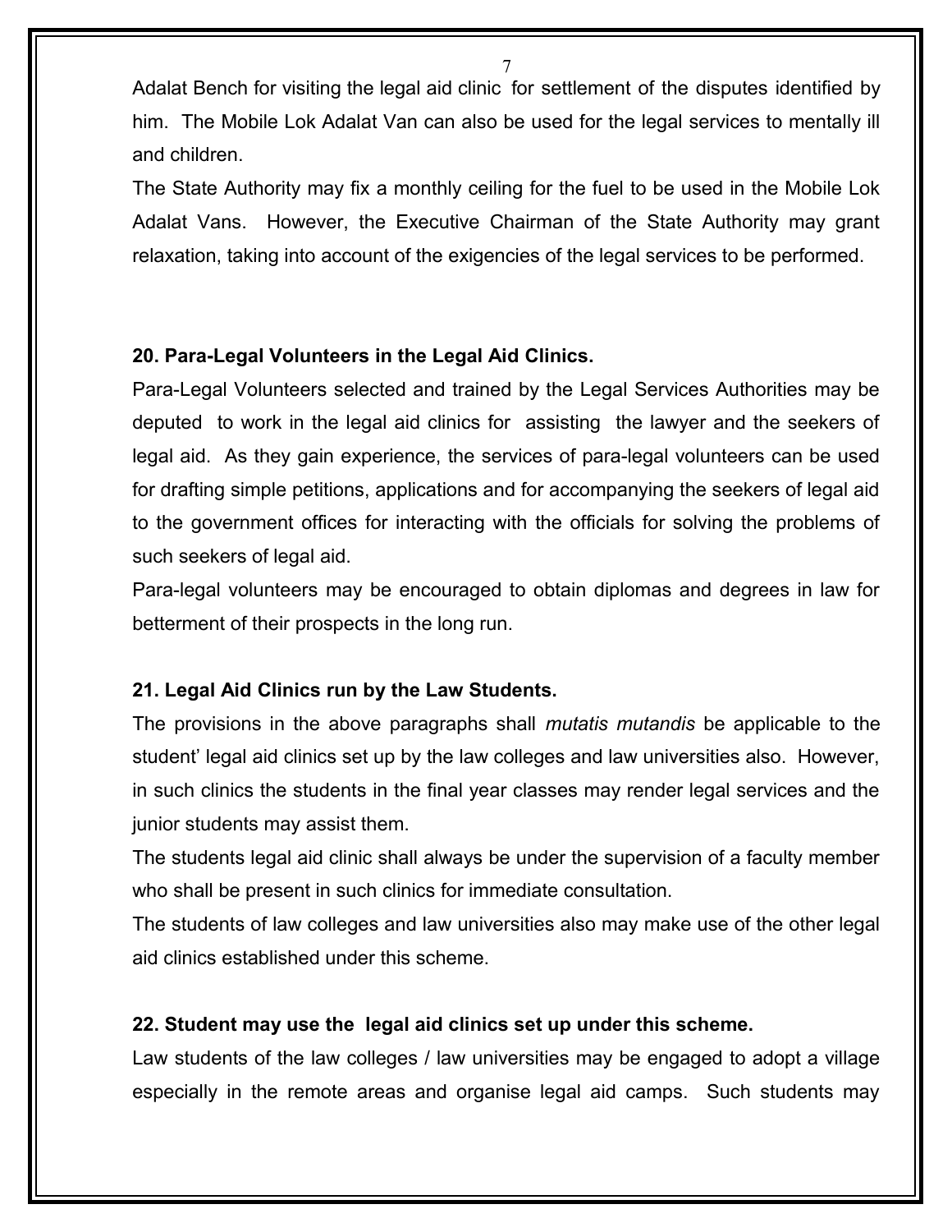Adalat Bench for visiting the legal aid clinic for settlement of the disputes identified by him. The Mobile Lok Adalat Van can also be used for the legal services to mentally ill and children.

The State Authority may fix a monthly ceiling for the fuel to be used in the Mobile Lok Adalat Vans. However, the Executive Chairman of the State Authority may grant relaxation, taking into account of the exigencies of the legal services to be performed.

**20. Para-Legal Volunteers in the Legal Aid Clinics.**

Para-Legal Volunteers selected and trained by the Legal Services Authorities may be deputed to work in the legal aid clinics for assisting the lawyer and the seekers of legal aid. As they gain experience, the services of para-legal volunteers can be used for drafting simple petitions, applications and for accompanying the seekers of legal aid to the government offices for interacting with the officials for solving the problems of such seekers of legal aid.

Para-legal volunteers may be encouraged to obtain diplomas and degrees in law for betterment of their prospects in the long run.

**21. Legal Aid Clinics run by the Law Students.**

The provisions in the above paragraphs shall *mutatis mutandis* be applicable to the student' legal aid clinics set up by the law colleges and law universities also. However, in such clinics the students in the final year classes may render legal services and the junior students may assist them.

The students legal aid clinic shall always be under the supervision of a faculty member who shall be present in such clinics for immediate consultation.

The students of law colleges and law universities also may make use of the other legal aid clinics established under this scheme.

**22. Student may use the legal aid clinics set up under this scheme.**

Law students of the law colleges / law universities may be engaged to adopt a village especially in the remote areas and organise legal aid camps. Such students may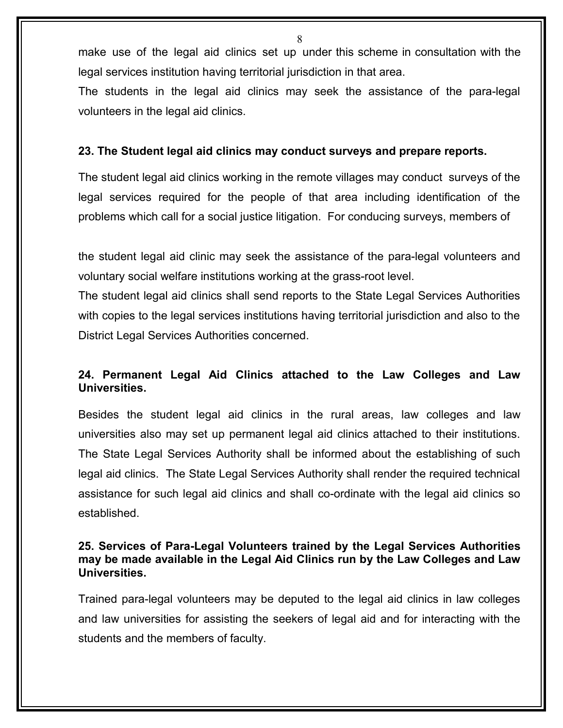make use of the legal aid clinics set up under this scheme in consultation with the legal services institution having territorial jurisdiction in that area.

The students in the legal aid clinics may seek the assistance of the para-legal volunteers in the legal aid clinics.

**23. The Student legal aid clinics may conduct surveys and prepare reports.**

The student legal aid clinics working in the remote villages may conduct surveys of the legal services required for the people of that area including identification of the problems which call for a social justice litigation. For conducing surveys, members of the student legal aid clinic may seek the assistance of the para-legal volunteers and voluntary social welfare institutions working at the grass-root level.

The student legal aid clinics shall send reports to the State Legal Services Authorities with copies to the legal services institutions having territorial jurisdiction and also to the District Legal Services Authorities concerned.

**24. Permanent Legal Aid Clinics attached to the Law Colleges and Law Universities.**

Besides the student legal aid clinics in the rural areas, law colleges and law universities also may set up permanent legal aid clinics attached to their institutions. The State Legal Services Authority shall be informed about the establishing of such legal aid clinics. The State Legal Services Authority shall render the required technical assistance for such legal aid clinics and shall co-ordinate with the legal aid clinics so established.

**25. Services of Para-Legal Volunteers trained by the Legal Services Authorities may be made available in the Legal Aid Clinics run by the Law Colleges and Law Universities.**

Trained para-legal volunteers may be deputed to the legal aid clinics in law colleges and law universities for assisting the seekers of legal aid and for interacting with the students and the members of faculty.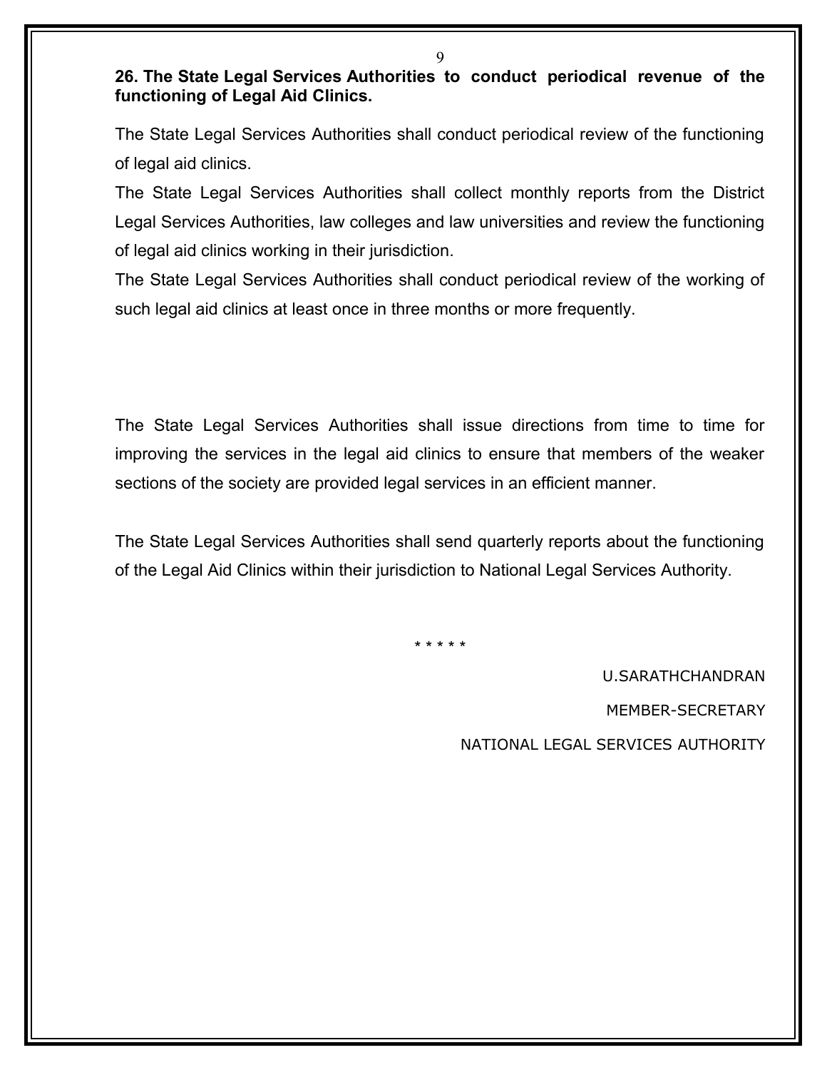**26. The State Legal Services Authorities to conduct periodical revenue of the functioning of Legal Aid Clinics.**

The State Legal Services Authorities shall conduct periodical review of the functioning of legal aid clinics.

The State Legal Services Authorities shall collect monthly reports from the District Legal Services Authorities, law colleges and law universities and review the functioning of legal aid clinics working in their jurisdiction.

The State Legal Services Authorities shall conduct periodical review of the working of such legal aid clinics at least once in three months or more frequently.

The State Legal Services Authorities shall issue directions from time to time for improving the services in the legal aid clinics to ensure that members of the weaker sections of the society are provided legal services in an efficient manner.

The State Legal Services Authorities shall send quarterly reports about the functioning of the Legal Aid Clinics within their jurisdiction to National Legal Services Authority.

* * * * *

U.SARATHCHANDRAN

MEMBER-SECRETARY

NATIONAL LEGAL SERVICES AUTHORITY